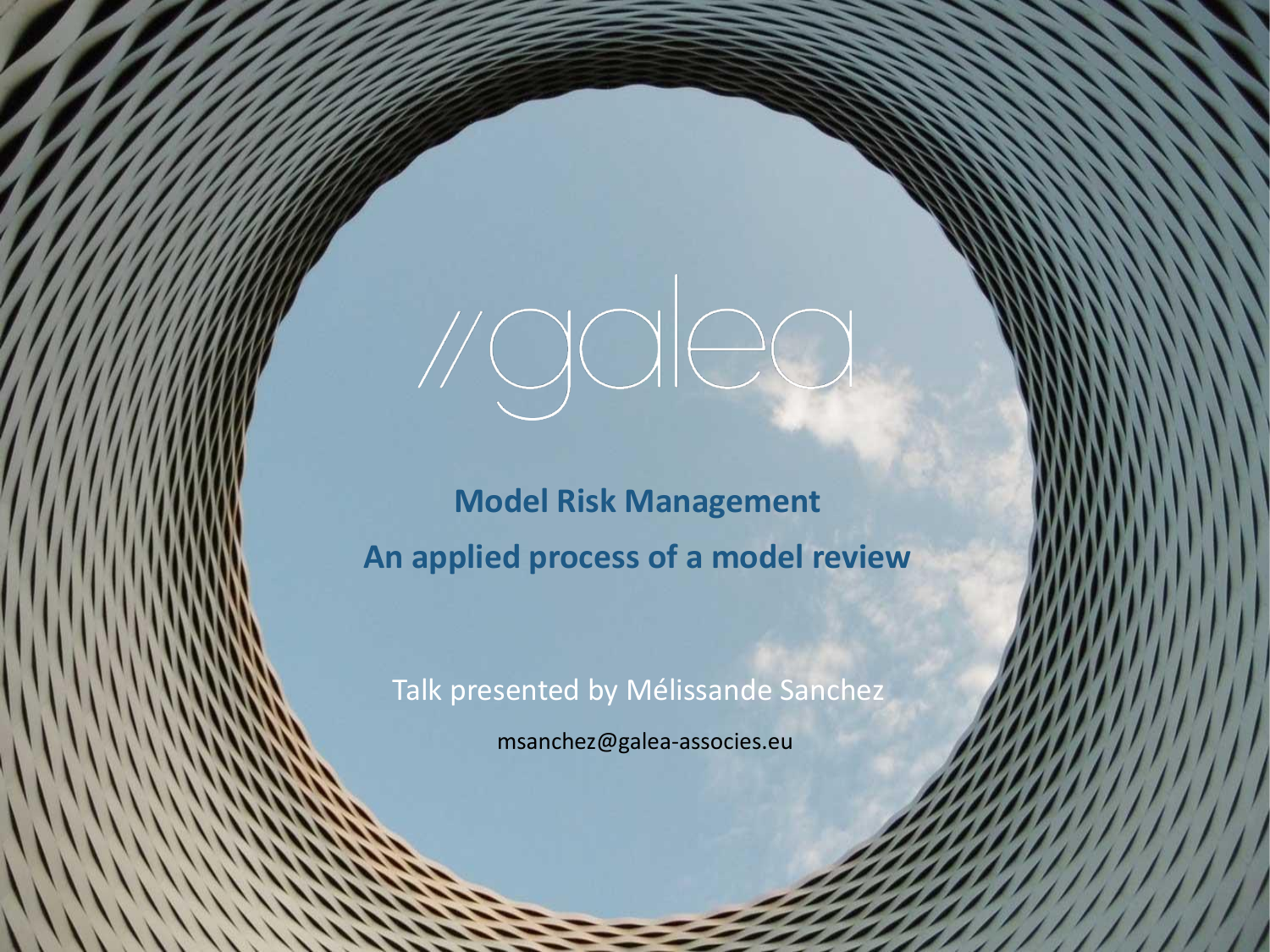//galea

# Model Risk Management

## An applied process of a model review

Talk presented by Mélissande Sanchez

msanchez@galea-associes.eu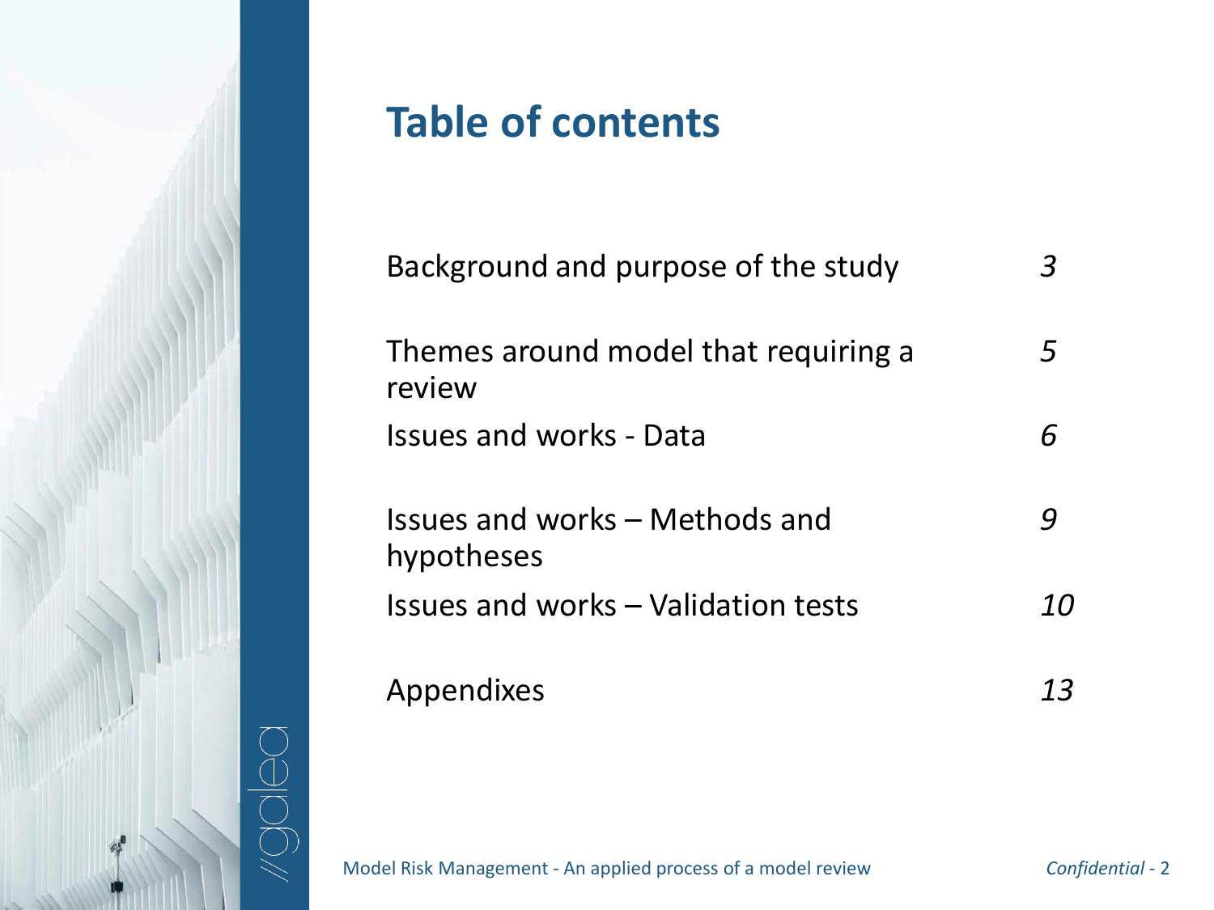# Table of contents

| | |
|---|---|
| Background and purpose of the study | *3* |
| Themes around model that requiring a review | *5* |
| Issues and works - Data | *6* |
| Issues and works – Methods and hypotheses | *9* |
| Issues and works – Validation tests | *10* |
| Appendixes | *13* |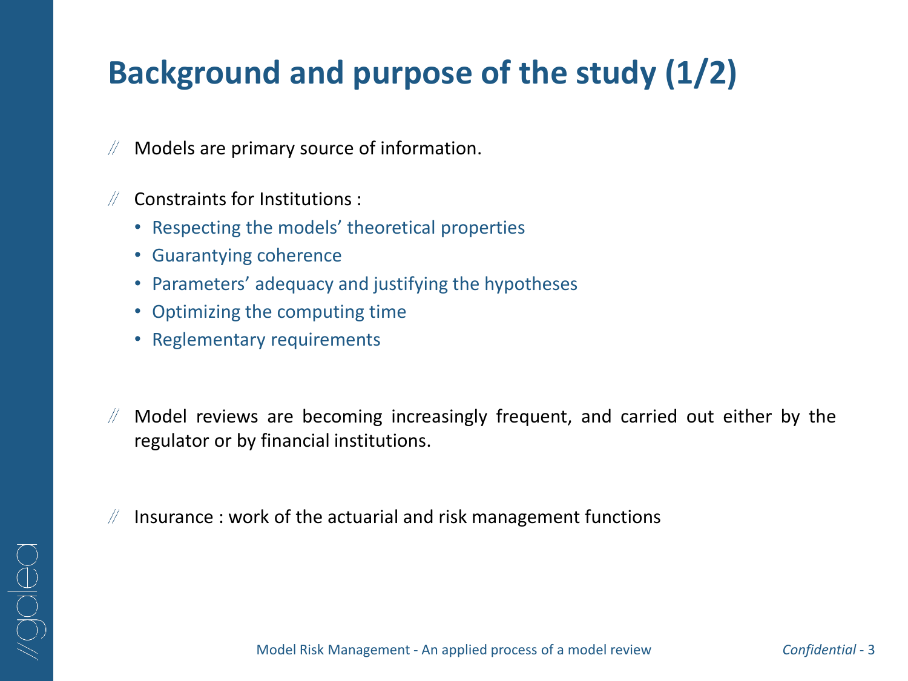# Background and purpose of the study (1/2)

- Models are primary source of information.

- Constraints for Institutions :
  - Respecting the models' theoretical properties
  - Guarantying coherence
  - Parameters' adequacy and justifying the hypotheses
  - Optimizing the computing time
  - Reglementary requirements

- Model reviews are becoming increasingly frequent, and carried out either by the regulator or by financial institutions.

- Insurance : work of the actuarial and risk management functions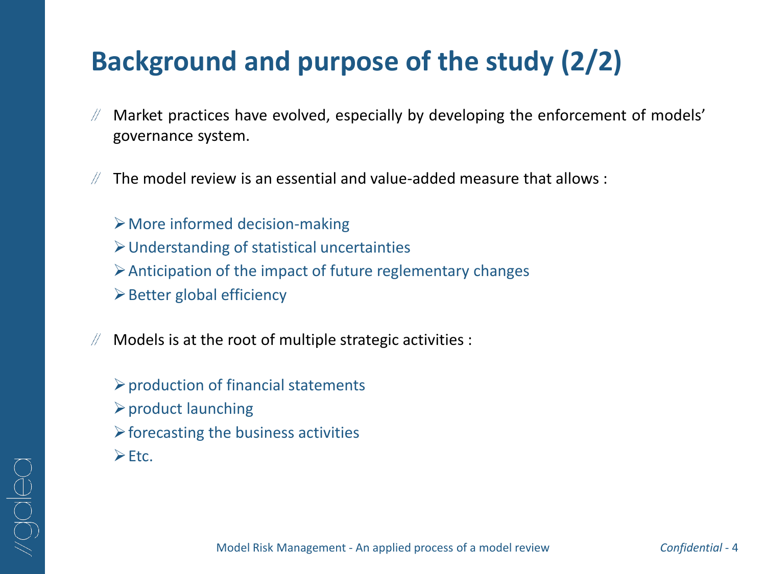# Background and purpose of the study (2/2)

- Market practices have evolved, especially by developing the enforcement of models' governance system.

- The model review is an essential and value-added measure that allows :

  - More informed decision-making
  - Understanding of statistical uncertainties
  - Anticipation of the impact of future reglementary changes
  - Better global efficiency

- Models is at the root of multiple strategic activities :

  - production of financial statements
  - product launching
  - forecasting the business activities
  - Etc.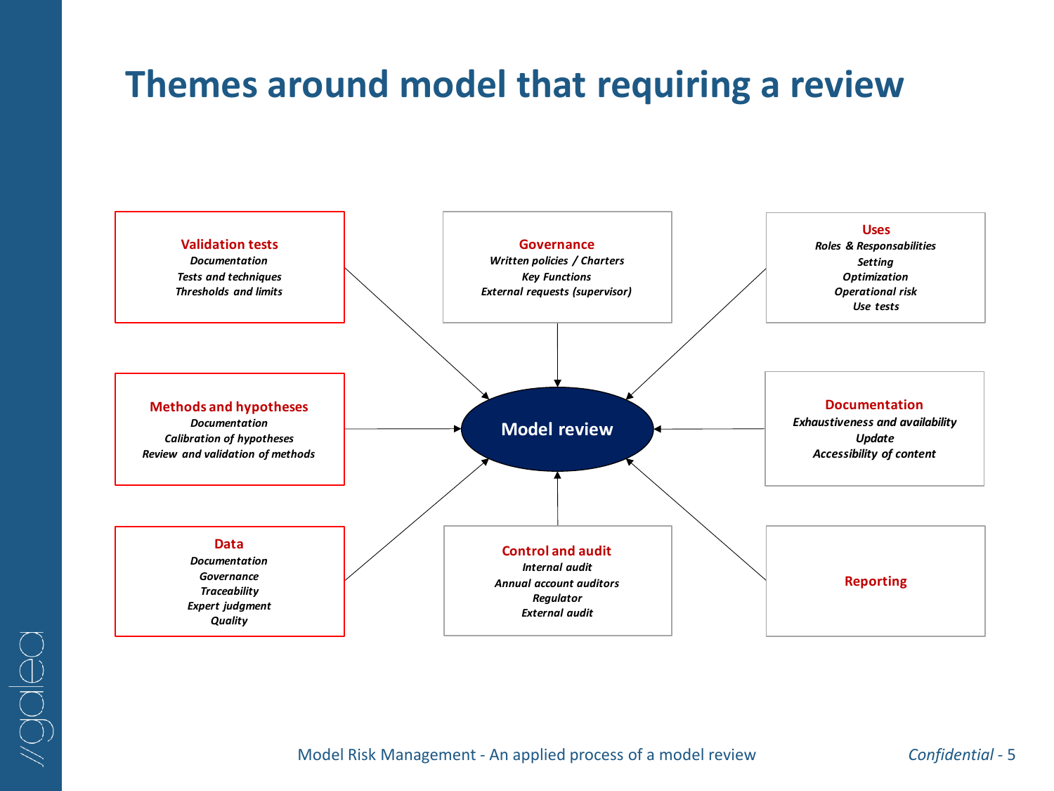# Themes around model that requiring a review

**Model review**

**Validation tests**
- *Documentation*
- *Tests and techniques*
- *Thresholds and limits*

**Governance**
- *Written policies / Charters*
- *Key Functions*
- *External requests (supervisor)*

**Uses**
- *Roles & Responsabilities*
- *Setting*
- *Optimization*
- *Operational risk*
- *Use tests*

**Methods and hypotheses**
- *Documentation*
- *Calibration of hypotheses*
- *Review and validation of methods*

**Documentation**
- *Exhaustiveness and availability*
- *Update*
- *Accessibility of content*

**Data**
- *Documentation*
- *Governance*
- *Traceability*
- *Expert judgment*
- *Quality*

**Control and audit**
- *Internal audit*
- *Annual account auditors*
- *Regulator*
- *External audit*

**Reporting**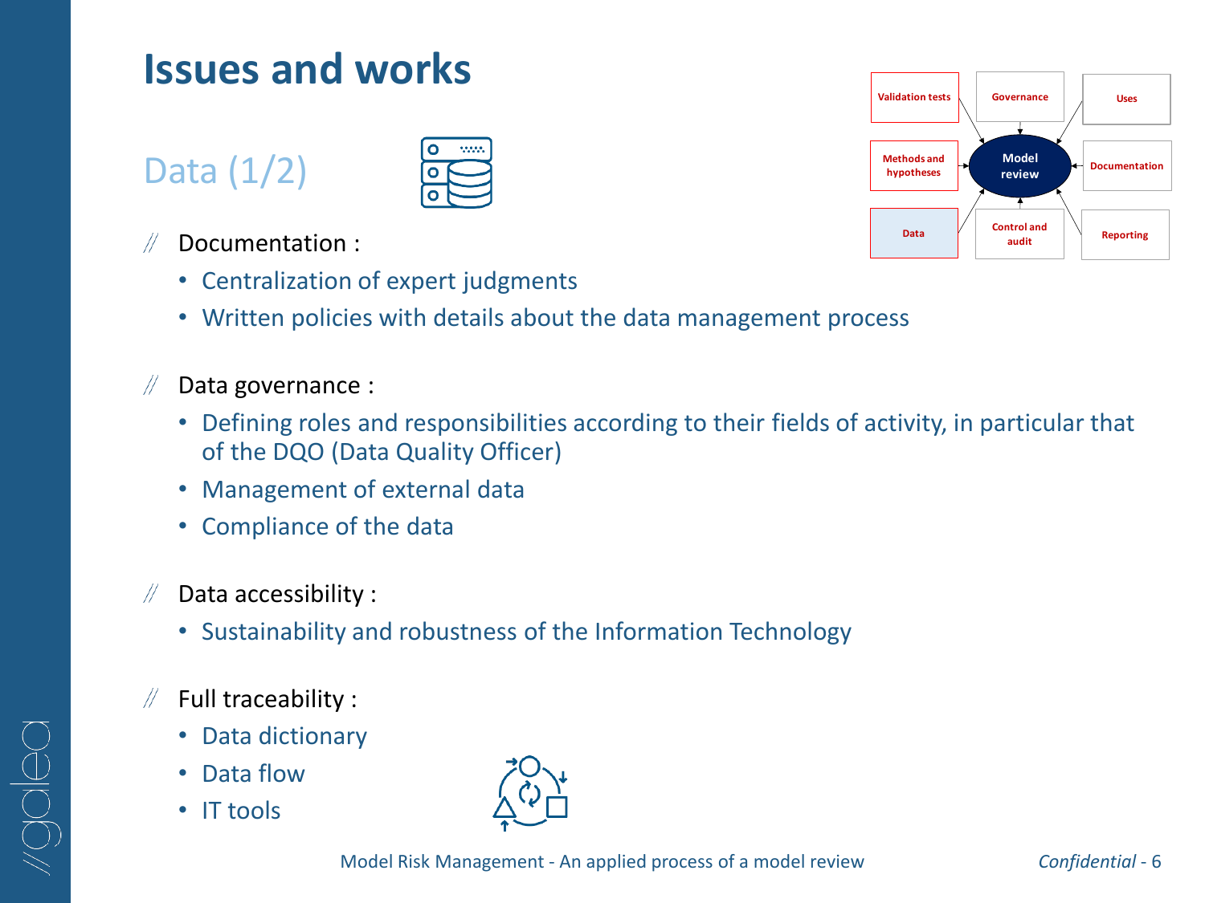# Issues and works

## Data (1/2)

- Documentation :
  - Centralization of expert judgments
  - Written policies with details about the data management process

- Data governance :
  - Defining roles and responsibilities according to their fields of activity, in particular that of the DQO (Data Quality Officer)
  - Management of external data
  - Compliance of the data

- Data accessibility :
  - Sustainability and robustness of the Information Technology

- Full traceability :
  - Data dictionary
  - Data flow
  - IT tools

Validation tests | Governance | Uses | Methods and hypotheses | Model review | Documentation | Data | Control and audit | Reporting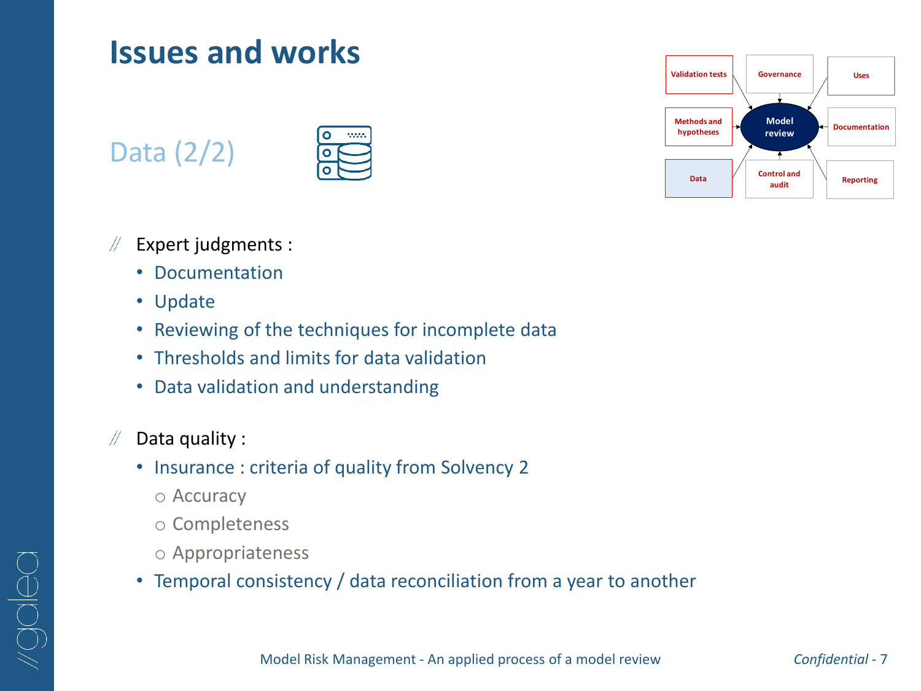# Issues and works

## Data (2/2)

| Validation tests | Governance | Uses |
|---|---|---|
| Methods and hypotheses | Model review | Documentation |
| Data | Control and audit | Reporting |

- Expert judgments :
  - Documentation
  - Update
  - Reviewing of the techniques for incomplete data
  - Thresholds and limits for data validation
  - Data validation and understanding

- Data quality :
  - Insurance : criteria of quality from Solvency 2
    - Accuracy
    - Completeness
    - Appropriateness
  - Temporal consistency / data reconciliation from a year to another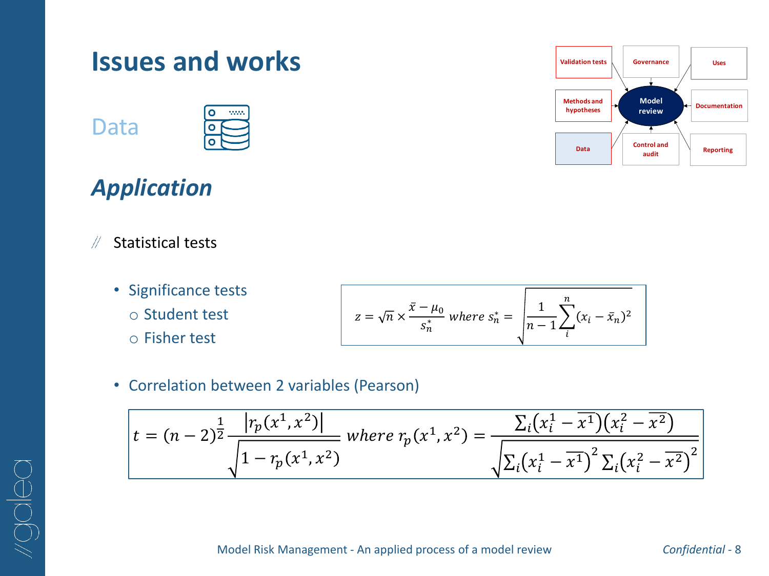# Issues and works

## Data

| Validation tests | Governance | Uses |
|---|---|---|
| Methods and hypotheses | Model review | Documentation |
| Data | Control and audit | Reporting |

### *Application*

- Statistical tests

  - Significance tests
    - Student test
    - Fisher test

$$z = \sqrt{n} \times \frac{\bar{x} - \mu_0}{s_n^*} \text{ where } s_n^* = \sqrt{\frac{1}{n-1}\sum_{i}^{n}(x_i - \bar{x}_n)^2}$$

  - Correlation between 2 variables (Pearson)

$$t = (n-2)^{\frac{1}{2}} \frac{\left|r_p(x^1, x^2)\right|}{\sqrt{1 - r_p(x^1, x^2)}} \text{ where } r_p(x^1, x^2) = \frac{\sum_i \left(x_i^1 - \overline{x^1}\right)\left(x_i^2 - \overline{x^2}\right)}{\sqrt{\sum_i \left(x_i^1 - \overline{x^1}\right)^2 \sum_i \left(x_i^2 - \overline{x^2}\right)^2}}$$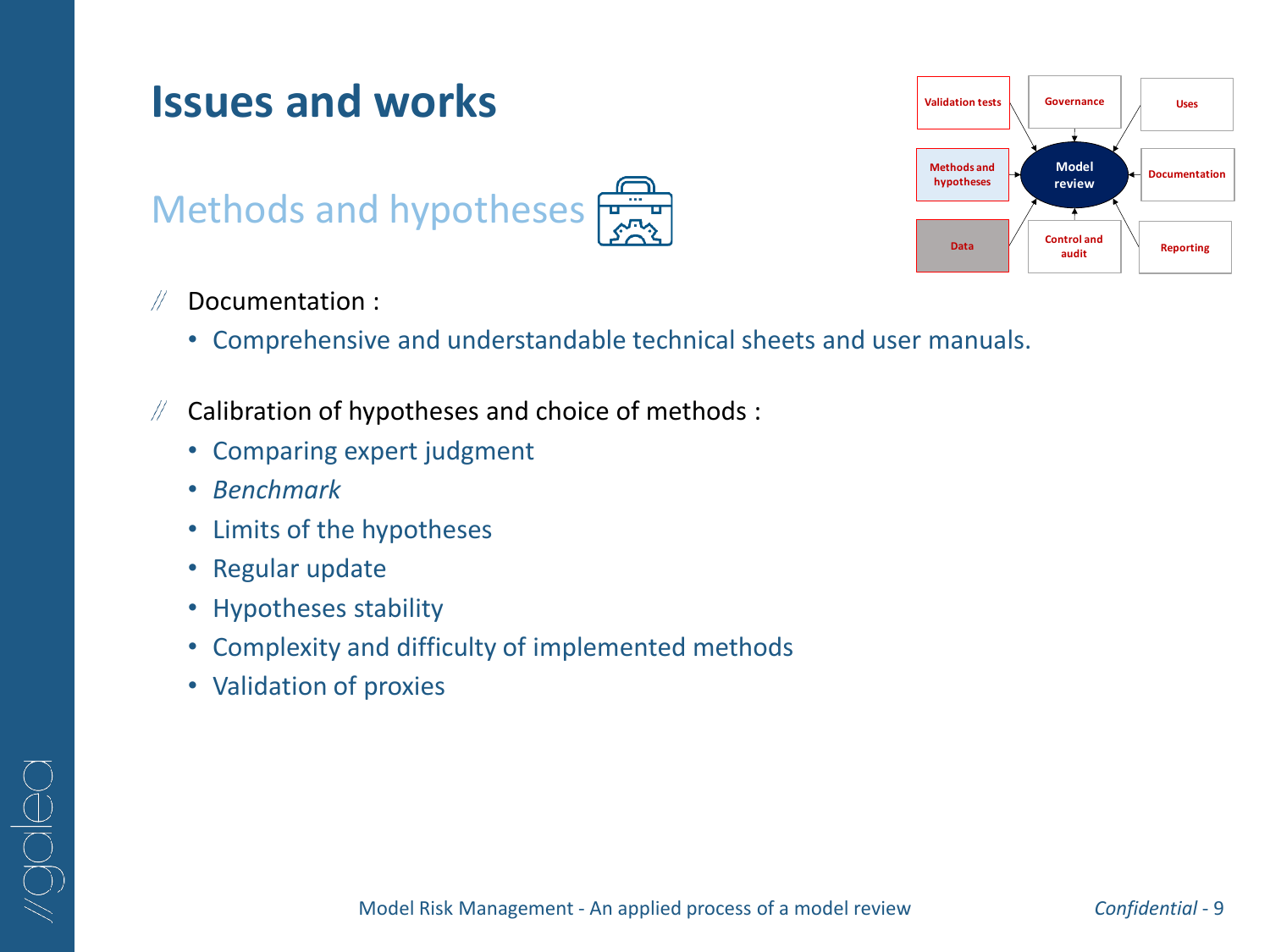# Issues and works

## Methods and hypotheses

Validation tests | Governance | Uses | Methods and hypotheses | Model review | Documentation | Data | Control and audit | Reporting

- Documentation :
  - Comprehensive and understandable technical sheets and user manuals.
- Calibration of hypotheses and choice of methods :
  - Comparing expert judgment
  - *Benchmark*
  - Limits of the hypotheses
  - Regular update
  - Hypotheses stability
  - Complexity and difficulty of implemented methods
  - Validation of proxies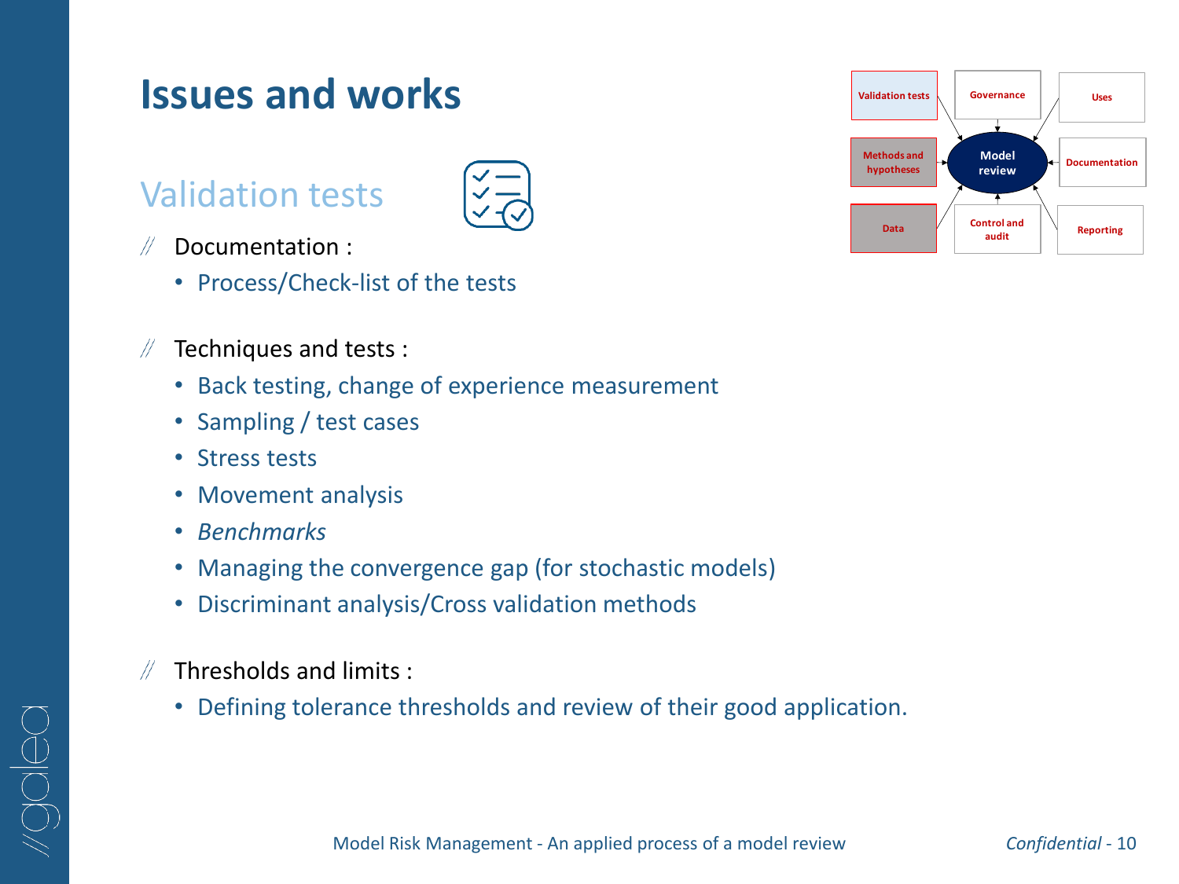# Issues and works

## Validation tests

- Documentation :
  - Process/Check-list of the tests
- Techniques and tests :
  - Back testing, change of experience measurement
  - Sampling / test cases
  - Stress tests
  - Movement analysis
  - *Benchmarks*
  - Managing the convergence gap (for stochastic models)
  - Discriminant analysis/Cross validation methods
- Thresholds and limits :
  - Defining tolerance thresholds and review of their good application.

Validation tests | Governance | Uses | Methods and hypotheses | Model review | Documentation | Data | Control and audit | Reporting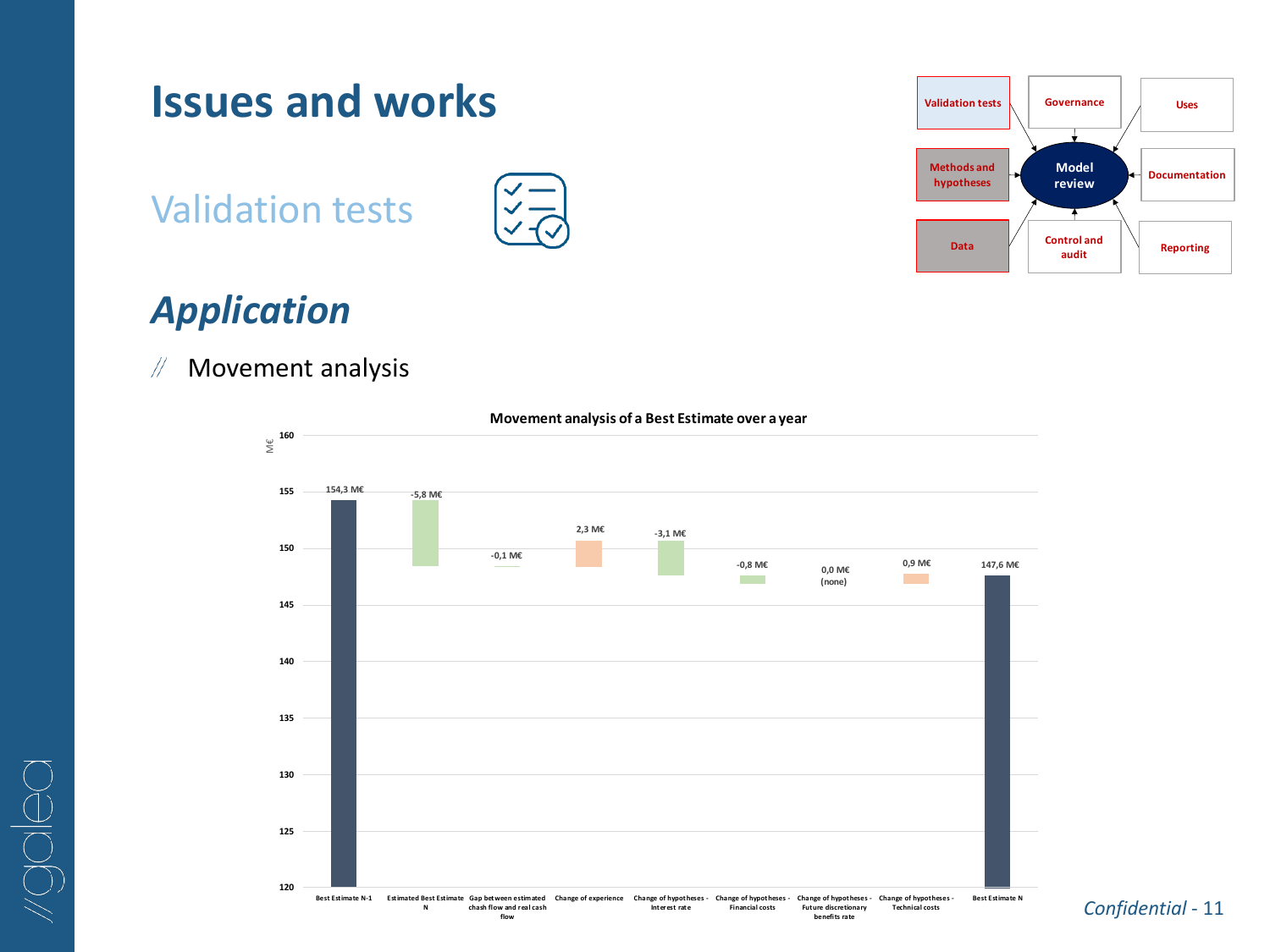# Issues and works

## Validation tests

Validation tests | Governance | Uses
Methods and hypotheses | Model review | Documentation
Data | Control and audit | Reporting

### *Application*

- Movement analysis

**Movement analysis of a Best Estimate over a year**

| Step | Value |
|---|---|
| Best Estimate N-1 | 154,3 M€ |
| Estimated Best Estimate N | -5,8 M€ |
| Gap between estimated chash flow and real cash flow | -0,1 M€ |
| Change of experience | 2,3 M€ |
| Change of hypotheses - Interest rate | -3,1 M€ |
| Change of hypotheses - Financial costs | -0,8 M€ |
| Change of hypotheses - Future discretionary benefits rate | 0,0 M€ (none) |
| Change of hypotheses - Technical costs | 0,9 M€ |
| Best Estimate N | 147,6 M€ |

*Confidential*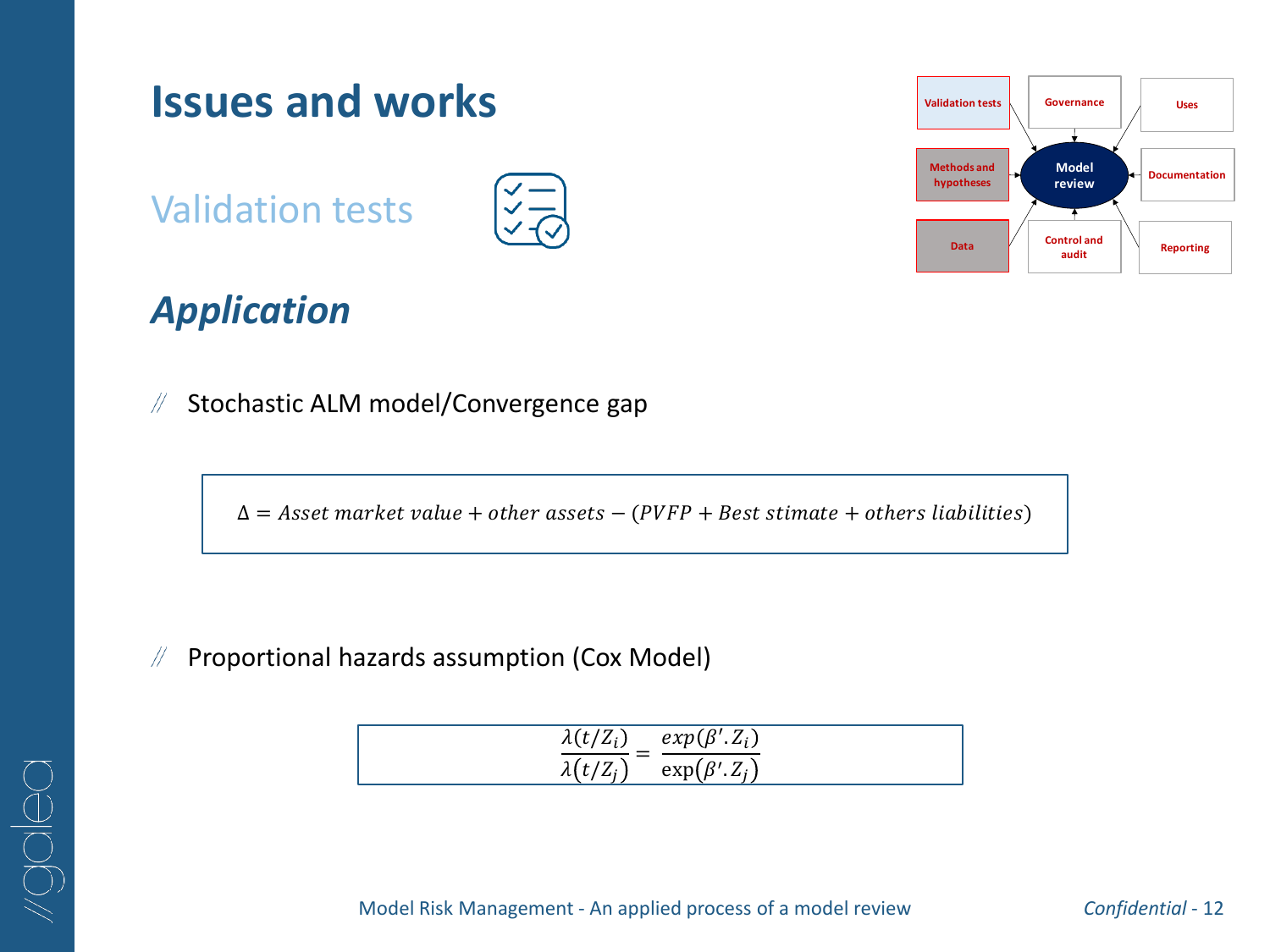# Issues and works

## Validation tests

Validation tests | Governance | Uses

Methods and hypotheses | Model review | Documentation

Data | Control and audit | Reporting

### *Application*

- Stochastic ALM model/Convergence gap

$$\Delta = Asset\ market\ value + other\ assets - (PVFP + Best\ stimate + others\ liabilities)$$

- Proportional hazards assumption (Cox Model)

$$\frac{\lambda(t/Z_i)}{\lambda(t/Z_j)} = \frac{exp(\beta'.Z_i)}{\exp(\beta'.Z_j)}$$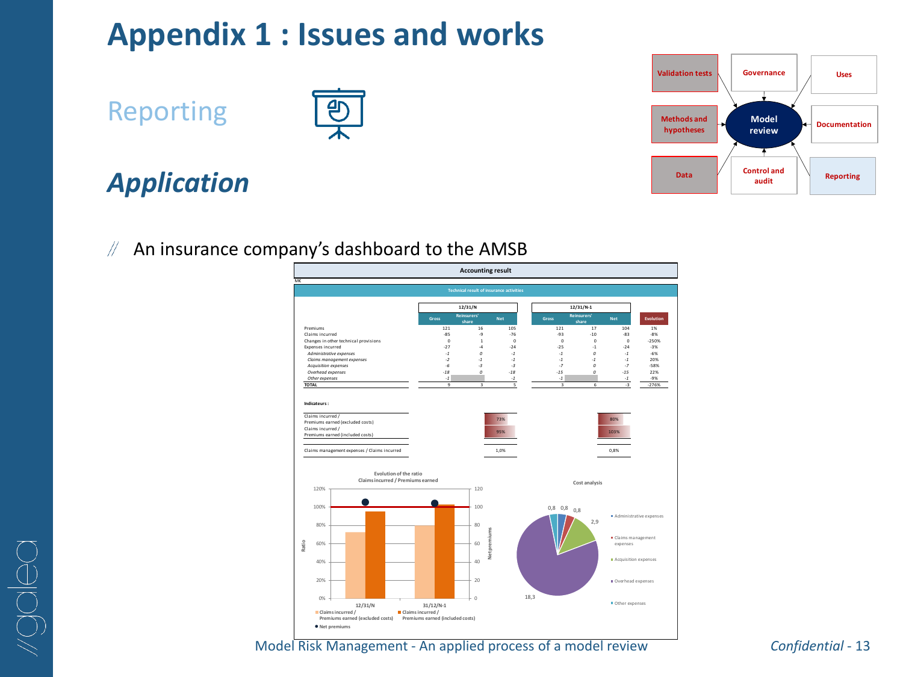# Appendix 1 : Issues and works

## Reporting

### *Application*

| Validation tests | Governance | Uses |
|---|---|---|
| Methods and hypotheses | Model review | Documentation |
| Data | Control and audit | Reporting |

- An insurance company's dashboard to the AMSB

**Accounting result**

M€

**Technical result of insurance activities**

| | 12/31/N Gross | 12/31/N Reinsurers' share | 12/31/N Net | 12/31/N-1 Gross | 12/31/N-1 Reinsurers' share | 12/31/N-1 Net | Evolution |
|---|---|---|---|---|---|---|---|
| Premiums | 121 | 16 | 105 | 121 | 17 | 104 | 1% |
| Claims incurred | -85 | -9 | -76 | -93 | -10 | -83 | -8% |
| Changes in other technical provisions | 0 | 1 | 0 | 0 | 0 | 0 | -250% |
| Expenses incurred | -27 | -4 | -24 | -25 | -1 | -24 | -3% |
| *Administrative expenses* | *-1* | *0* | *-1* | *-1* | *0* | *-1* | -6% |
| *Claims management expenses* | *-2* | *-1* | *-1* | *-1* | *-1* | *-1* | 20% |
| *Acquisition expenses* | *-6* | *-3* | *-3* | *-7* | *0* | *-7* | -58% |
| *Overhead expenses* | *-18* | *0* | *-18* | *-15* | *0* | *-15* | 22% |
| *Other expenses* | *-1* | | *-1* | *-1* | | *-1* | -9% |
| **TOTAL** | 9 | 3 | 5 | 3 | 6 | -3 | -276% |

**Indicateurs :**

| | 12/31/N | 12/31/N-1 |
|---|---|---|
| Claims incurred / Premiums earned (excluded costs) | 73% | 80% |
| Claims incurred / Premiums earned (included costs) | 95% | 103% |
| Claims management expenses / Claims incurred | 1,0% | 0,8% |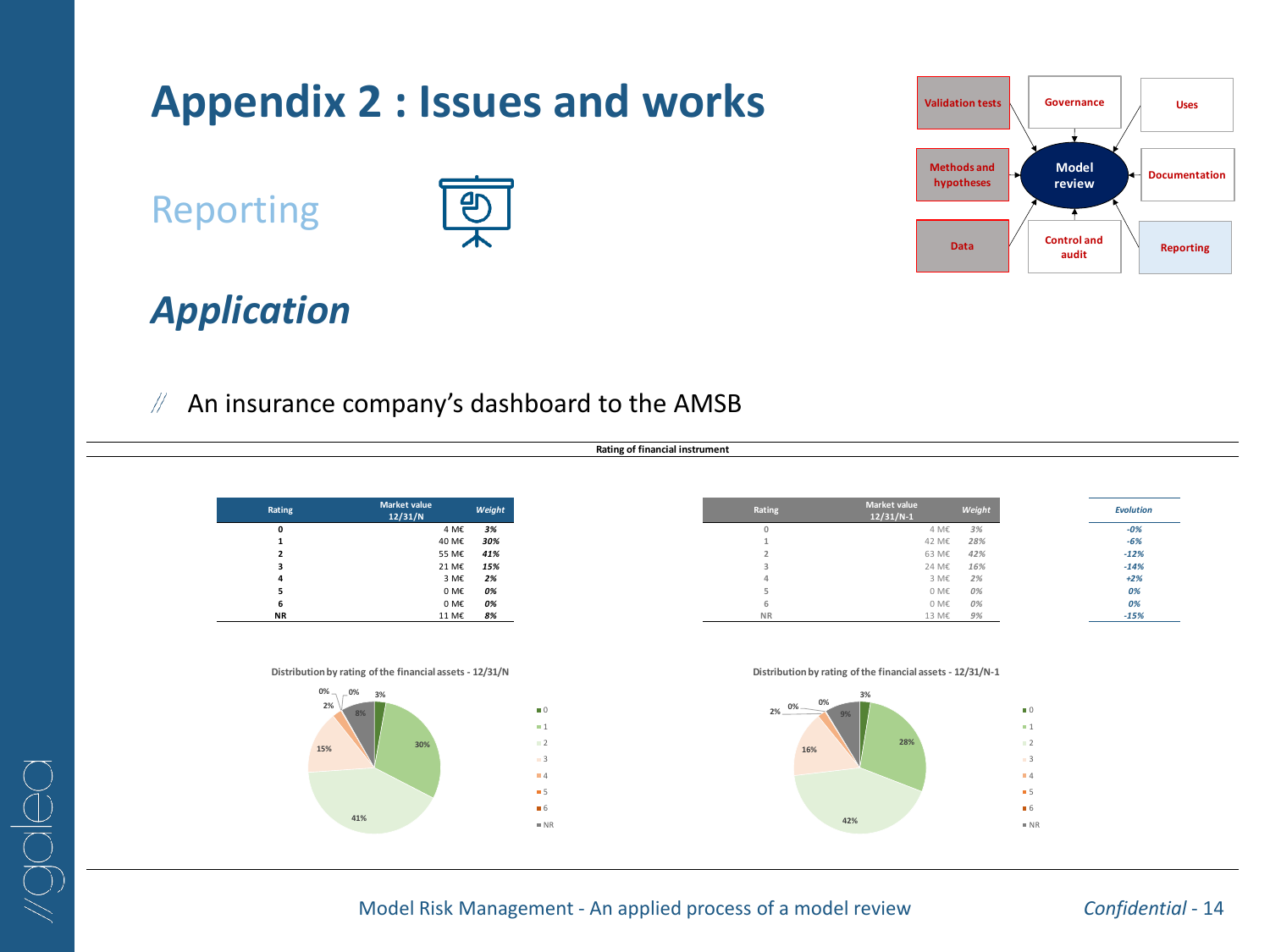# Appendix 2 : Issues and works

## Reporting

Validation tests | Governance | Uses | Methods and hypotheses | Model review | Documentation | Data | Control and audit | Reporting

## *Application*

// An insurance company's dashboard to the AMSB

**Rating of financial instrument**

| Rating | Market value 12/31/N | *Weight* | Rating | Market value 12/31/N-1 | *Weight* | *Evolution* |
|---|---|---|---|---|---|---|
| **0** | 4 M€ | ***3%*** | 0 | 4 M€ | *3%* | *-0%* |
| **1** | 40 M€ | ***30%*** | 1 | 42 M€ | *28%* | *-6%* |
| **2** | 55 M€ | ***41%*** | 2 | 63 M€ | *42%* | *-12%* |
| **3** | 21 M€ | ***15%*** | 3 | 24 M€ | *16%* | *-14%* |
| **4** | 3 M€ | ***2%*** | 4 | 3 M€ | *2%* | *+2%* |
| **5** | 0 M€ | ***0%*** | 5 | 0 M€ | *0%* | *0%* |
| **6** | 0 M€ | ***0%*** | 6 | 0 M€ | *0%* | *0%* |
| **NR** | 11 M€ | ***8%*** | NR | 13 M€ | *9%* | *-15%* |

**Distribution by rating of the financial assets - 12/31/N**

0: 3% · 1: 30% · 2: 41% · 3: 15% · 4: 2% · 5: 0% · 6: 0% · NR: 8%

**Distribution by rating of the financial assets - 12/31/N-1**

0: 3% · 1: 28% · 2: 42% · 3: 16% · 4: 2% · 5: 0% · 6: 0% · NR: 9%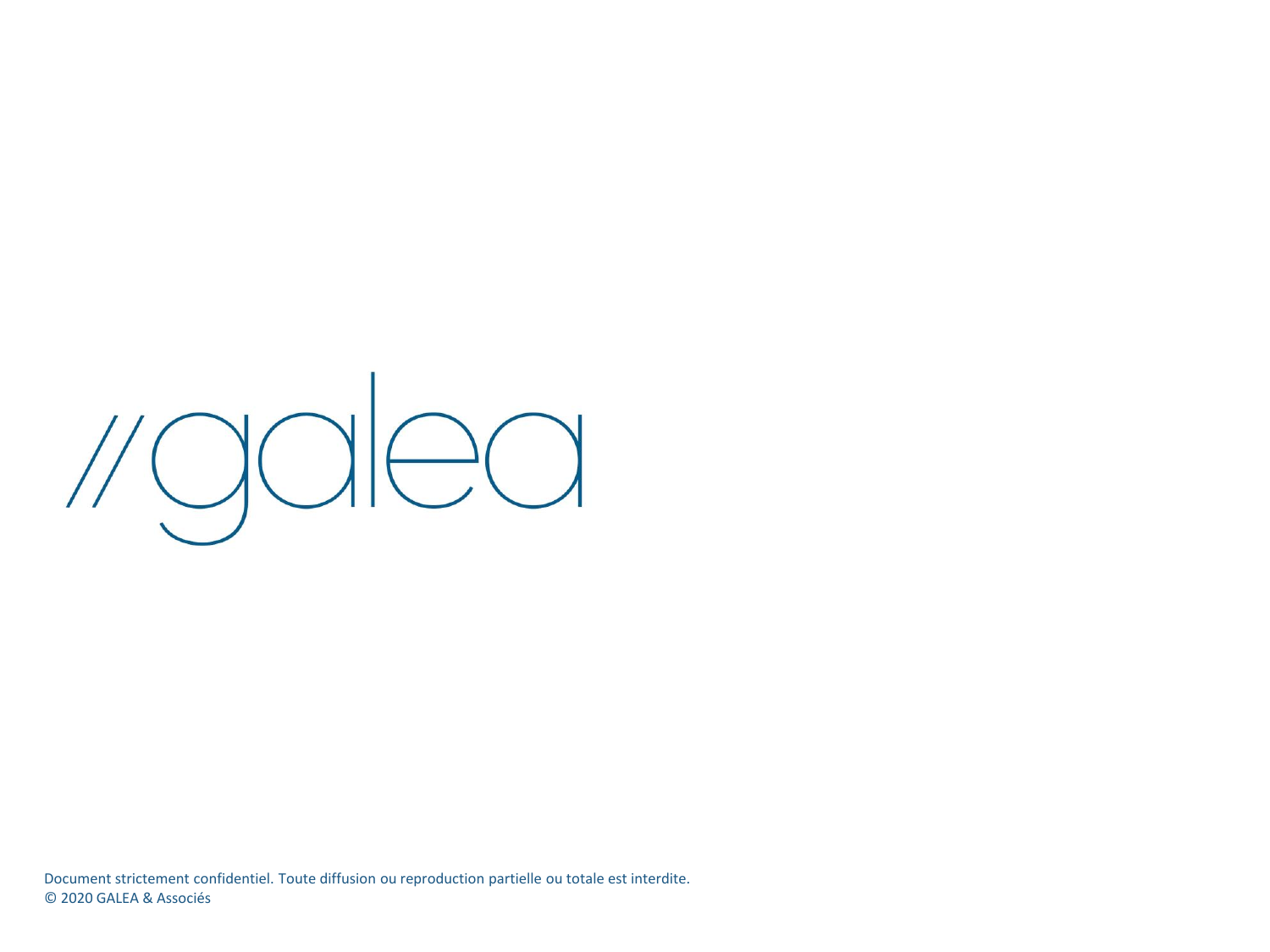//galea

Document strictement confidentiel. Toute diffusion ou reproduction partielle ou totale est interdite.
© 2020 GALEA & Associés